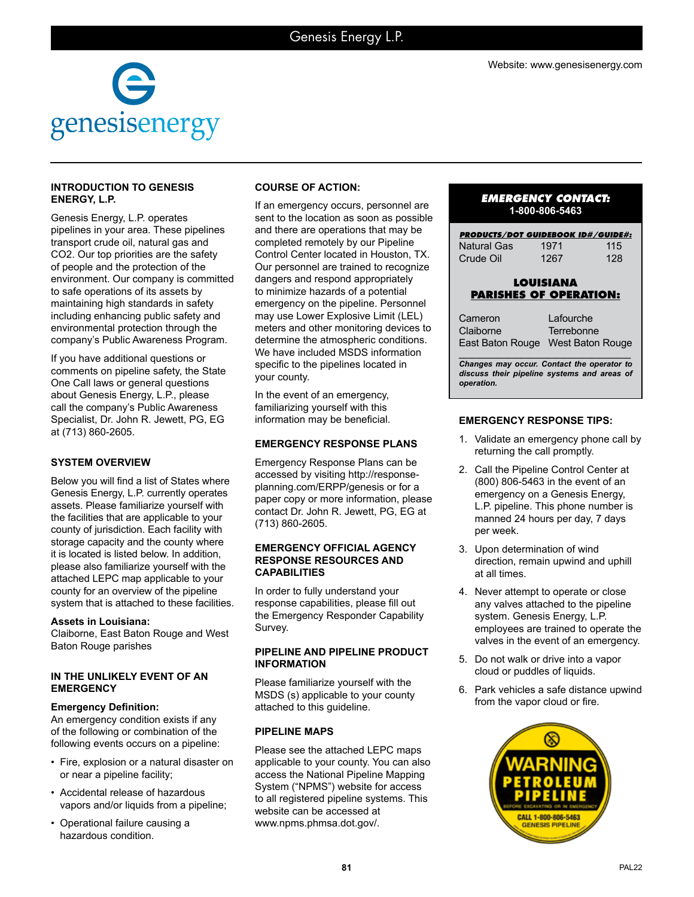# Genesis Energy L.P.

Website: www.genesisenergy.com

genesisenergy

### INTRODUCTION TO GENESIS ENERGY, L.P.

Genesis Energy, L.P. operates pipelines in your area. These pipelines transport crude oil, natural gas and CO2. Our top priorities are the safety of people and the protection of the environment. Our company is committed to safe operations of its assets by maintaining high standards in safety including enhancing public safety and environmental protection through the company's Public Awareness Program.

If you have additional questions or comments on pipeline safety, the State One Call laws or general questions about Genesis Energy, L.P., please call the company's Public Awareness Specialist, Dr. John R. Jewett, PG, EG at (713) 860-2605.

### SYSTEM OVERVIEW

Below you will find a list of States where Genesis Energy, L.P. currently operates assets. Please familiarize yourself with the facilities that are applicable to your county of jurisdiction. Each facility with storage capacity and the county where it is located is listed below. In addition, please also familiarize yourself with the attached LEPC map applicable to your county for an overview of the pipeline system that is attached to these facilities.

**Assets in Louisiana:**
Claiborne, East Baton Rouge and West Baton Rouge parishes

### IN THE UNLIKELY EVENT OF AN EMERGENCY

**Emergency Definition:**
An emergency condition exists if any of the following or combination of the following events occurs on a pipeline:

- Fire, explosion or a natural disaster on or near a pipeline facility;
- Accidental release of hazardous vapors and/or liquids from a pipeline;
- Operational failure causing a hazardous condition.

### COURSE OF ACTION:

If an emergency occurs, personnel are sent to the location as soon as possible and there are operations that may be completed remotely by our Pipeline Control Center located in Houston, TX. Our personnel are trained to recognize dangers and respond appropriately to minimize hazards of a potential emergency on the pipeline. Personnel may use Lower Explosive Limit (LEL) meters and other monitoring devices to determine the atmospheric conditions. We have included MSDS information specific to the pipelines located in your county.

In the event of an emergency, familiarizing yourself with this information may be beneficial.

### EMERGENCY RESPONSE PLANS

Emergency Response Plans can be accessed by visiting http://response-planning.com/ERPP/genesis or for a paper copy or more information, please contact Dr. John R. Jewett, PG, EG at (713) 860-2605.

### EMERGENCY OFFICIAL AGENCY RESPONSE RESOURCES AND CAPABILITIES

In order to fully understand your response capabilities, please fill out the Emergency Responder Capability Survey.

### PIPELINE AND PIPELINE PRODUCT INFORMATION

Please familiarize yourself with the MSDS (s) applicable to your county attached to this guideline.

### PIPELINE MAPS

Please see the attached LEPC maps applicable to your county. You can also access the National Pipeline Mapping System ("NPMS") website for access to all registered pipeline systems. This website can be accessed at www.npms.phmsa.dot.gov/.

---

**EMERGENCY CONTACT:**
**1-800-806-5463**

| PRODUCTS/DOT GUIDEBOOK ID#/GUIDE#: | | |
|---|---|---|
| Natural Gas | 1971 | 115 |
| Crude Oil | 1267 | 128 |

**LOUISIANA PARISHES OF OPERATION:**

| | |
|---|---|
| Cameron | Lafourche |
| Claiborne | Terrebonne |
| East Baton Rouge | West Baton Rouge |

***Changes may occur. Contact the operator to discuss their pipeline systems and areas of operation.***

---

### EMERGENCY RESPONSE TIPS:

1. Validate an emergency phone call by returning the call promptly.
2. Call the Pipeline Control Center at (800) 806-5463 in the event of an emergency on a Genesis Energy, L.P. pipeline. This phone number is manned 24 hours per day, 7 days per week.
3. Upon determination of wind direction, remain upwind and uphill at all times.
4. Never attempt to operate or close any valves attached to the pipeline system. Genesis Energy, L.P. employees are trained to operate the valves in the event of an emergency.
5. Do not walk or drive into a vapor cloud or puddles of liquids.
6. Park vehicles a safe distance upwind from the vapor cloud or fire.

WARNING PETROLEUM PIPELINE
BEFORE EXCAVATING OR IN EMERGENCY
CALL 1-800-806-5463
GENESIS PIPELINE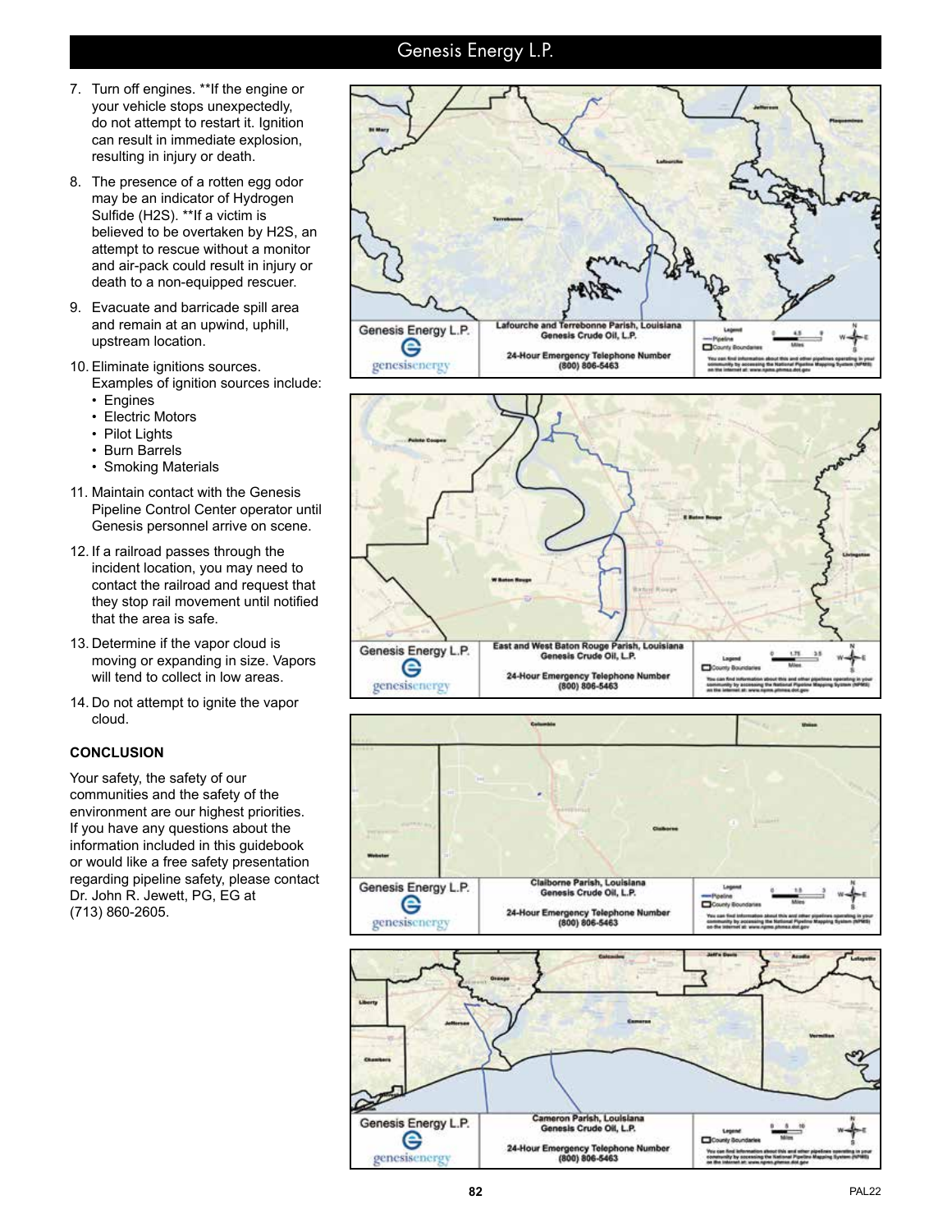7. Turn off engines. **If the engine or your vehicle stops unexpectedly, do not attempt to restart it. Ignition can result in immediate explosion, resulting in injury or death.

8. The presence of a rotten egg odor may be an indicator of Hydrogen Sulfide ($H_2S$). **If a victim is believed to be overtaken by $H_2S$, an attempt to rescue without a monitor and air-pack could result in injury or death to a non-equipped rescuer.

9. Evacuate and barricade spill area and remain at an upwind, uphill, upstream location.

10. Eliminate ignitions sources. Examples of ignition sources include:
    - Engines
    - Electric Motors
    - Pilot Lights
    - Burn Barrels
    - Smoking Materials

11. Maintain contact with the Genesis Pipeline Control Center operator until Genesis personnel arrive on scene.

12. If a railroad passes through the incident location, you may need to contact the railroad and request that they stop rail movement until notified that the area is safe.

13. Determine if the vapor cloud is moving or expanding in size. Vapors will tend to collect in low areas.

14. Do not attempt to ignite the vapor cloud.

**CONCLUSION**

Your safety, the safety of our communities and the safety of the environment are our highest priorities. If you have any questions about the information included in this guidebook or would like a free safety presentation regarding pipeline safety, please contact Dr. John R. Jewett, PG, EG at (713) 860-2605.

Genesis Energy L.P.
genesisenergy
Lafourche and Terrebonne Parish, Louisiana
Genesis Crude Oil, L.P.
24-Hour Emergency Telephone Number
(800) 806-5463

Genesis Energy L.P.
genesisenergy
East and West Baton Rouge Parish, Louisiana
Genesis Crude Oil, L.P.
24-Hour Emergency Telephone Number
(800) 806-5463

Genesis Energy L.P.
genesisenergy
Claiborne Parish, Louisiana
Genesis Crude Oil, L.P.
24-Hour Emergency Telephone Number
(800) 806-5463

Genesis Energy L.P.
genesisenergy
Cameron Parish, Louisiana
Genesis Crude Oil, L.P.
24-Hour Emergency Telephone Number
(800) 806-5463